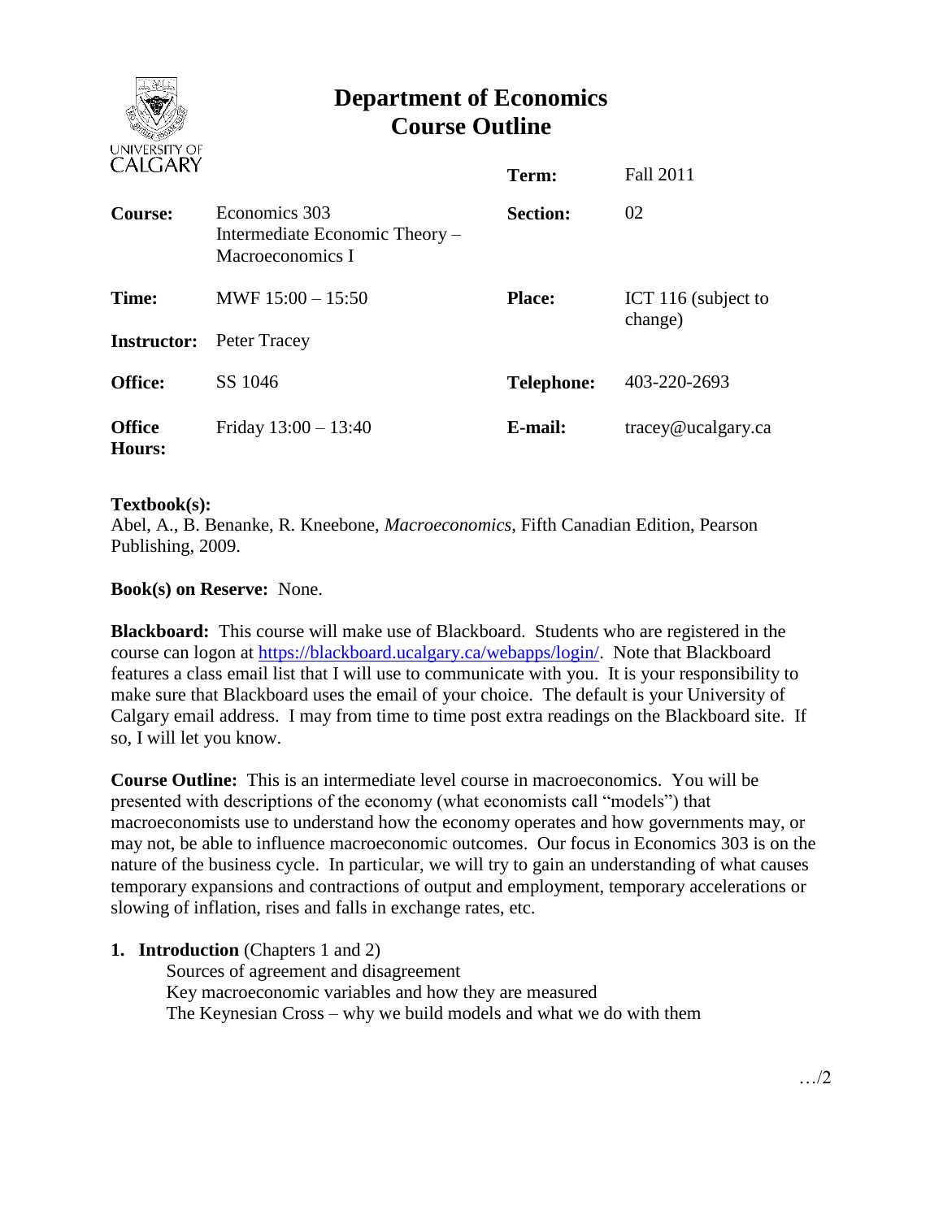# Department of Economics
# Course Outline

| | | | |
|---|---|---|---|
| | | **Term:** | Fall 2011 |
| **Course:** | Economics 303 Intermediate Economic Theory – Macroeconomics I | **Section:** | 02 |
| **Time:** | MWF 15:00 – 15:50 | **Place:** | ICT 116 (subject to change) |
| **Instructor:** | Peter Tracey | | |
| **Office:** | SS 1046 | **Telephone:** | 403-220-2693 |
| **Office Hours:** | Friday 13:00 – 13:40 | **E-mail:** | tracey@ucalgary.ca |

**Textbook(s):**
Abel, A., B. Benanke, R. Kneebone, *Macroeconomics*, Fifth Canadian Edition, Pearson Publishing, 2009.

**Book(s) on Reserve:** None.

**Blackboard:** This course will make use of Blackboard. Students who are registered in the course can logon at https://blackboard.ucalgary.ca/webapps/login/. Note that Blackboard features a class email list that I will use to communicate with you. It is your responsibility to make sure that Blackboard uses the email of your choice. The default is your University of Calgary email address. I may from time to time post extra readings on the Blackboard site. If so, I will let you know.

**Course Outline:** This is an intermediate level course in macroeconomics. You will be presented with descriptions of the economy (what economists call "models") that macroeconomists use to understand how the economy operates and how governments may, or may not, be able to influence macroeconomic outcomes. Our focus in Economics 303 is on the nature of the business cycle. In particular, we will try to gain an understanding of what causes temporary expansions and contractions of output and employment, temporary accelerations or slowing of inflation, rises and falls in exchange rates, etc.

1. **Introduction** (Chapters 1 and 2)
   - Sources of agreement and disagreement
   - Key macroeconomic variables and how they are measured
   - The Keynesian Cross – why we build models and what we do with them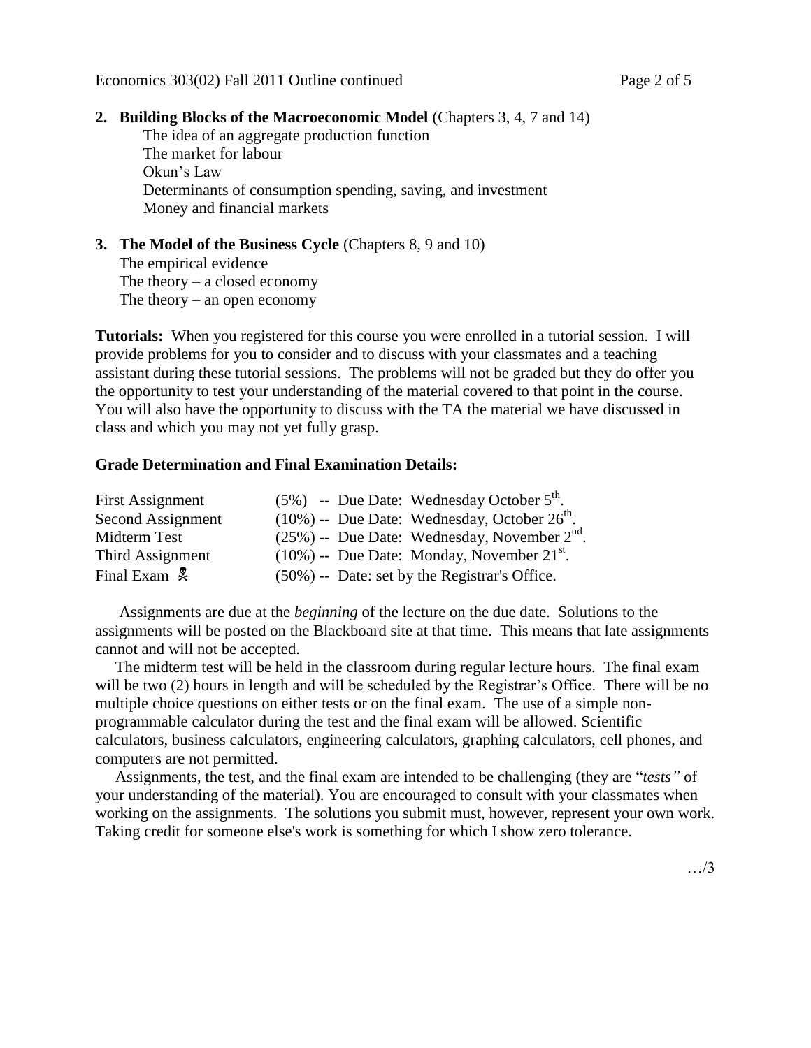2. **Building Blocks of the Macroeconomic Model** (Chapters 3, 4, 7 and 14)
   - The idea of an aggregate production function
   - The market for labour
   - Okun's Law
   - Determinants of consumption spending, saving, and investment
   - Money and financial markets

3. **The Model of the Business Cycle** (Chapters 8, 9 and 10)
   - The empirical evidence
   - The theory – a closed economy
   - The theory – an open economy

**Tutorials:** When you registered for this course you were enrolled in a tutorial session. I will provide problems for you to consider and to discuss with your classmates and a teaching assistant during these tutorial sessions. The problems will not be graded but they do offer you the opportunity to test your understanding of the material covered to that point in the course. You will also have the opportunity to discuss with the TA the material we have discussed in class and which you may not yet fully grasp.

### Grade Determination and Final Examination Details:

| | |
|---|---|
| First Assignment | (5%) -- Due Date: Wednesday October 5th. |
| Second Assignment | (10%) -- Due Date: Wednesday, October 26th. |
| Midterm Test | (25%) -- Due Date: Wednesday, November 2nd. |
| Third Assignment | (10%) -- Due Date: Monday, November 21st. |
| Final Exam ☠ | (50%) -- Date: set by the Registrar's Office. |

Assignments are due at the *beginning* of the lecture on the due date. Solutions to the assignments will be posted on the Blackboard site at that time. This means that late assignments cannot and will not be accepted.

The midterm test will be held in the classroom during regular lecture hours. The final exam will be two (2) hours in length and will be scheduled by the Registrar's Office. There will be no multiple choice questions on either tests or on the final exam. The use of a simple non-programmable calculator during the test and the final exam will be allowed. Scientific calculators, business calculators, engineering calculators, graphing calculators, cell phones, and computers are not permitted.

Assignments, the test, and the final exam are intended to be challenging (they are "*tests"* of your understanding of the material). You are encouraged to consult with your classmates when working on the assignments. The solutions you submit must, however, represent your own work. Taking credit for someone else's work is something for which I show zero tolerance.

…/3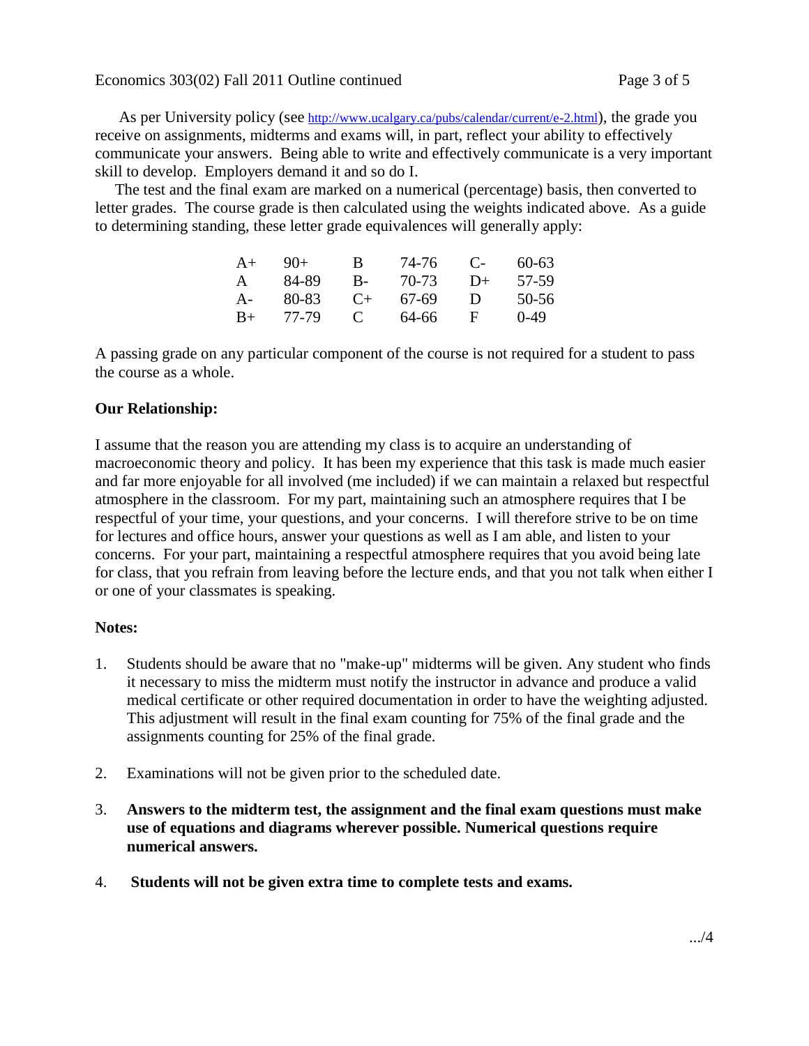As per University policy (see http://www.ucalgary.ca/pubs/calendar/current/e-2.html), the grade you receive on assignments, midterms and exams will, in part, reflect your ability to effectively communicate your answers. Being able to write and effectively communicate is a very important skill to develop. Employers demand it and so do I.

The test and the final exam are marked on a numerical (percentage) basis, then converted to letter grades. The course grade is then calculated using the weights indicated above. As a guide to determining standing, these letter grade equivalences will generally apply:

| | | | | | |
|---|---|---|---|---|---|
| A+ | 90+ | B | 74-76 | C- | 60-63 |
| A | 84-89 | B- | 70-73 | D+ | 57-59 |
| A- | 80-83 | C+ | 67-69 | D | 50-56 |
| B+ | 77-79 | C | 64-66 | F | 0-49 |

A passing grade on any particular component of the course is not required for a student to pass the course as a whole.

**Our Relationship:**

I assume that the reason you are attending my class is to acquire an understanding of macroeconomic theory and policy. It has been my experience that this task is made much easier and far more enjoyable for all involved (me included) if we can maintain a relaxed but respectful atmosphere in the classroom. For my part, maintaining such an atmosphere requires that I be respectful of your time, your questions, and your concerns. I will therefore strive to be on time for lectures and office hours, answer your questions as well as I am able, and listen to your concerns. For your part, maintaining a respectful atmosphere requires that you avoid being late for class, that you refrain from leaving before the lecture ends, and that you not talk when either I or one of your classmates is speaking.

**Notes:**

1. Students should be aware that no "make-up" midterms will be given. Any student who finds it necessary to miss the midterm must notify the instructor in advance and produce a valid medical certificate or other required documentation in order to have the weighting adjusted. This adjustment will result in the final exam counting for 75% of the final grade and the assignments counting for 25% of the final grade.

2. Examinations will not be given prior to the scheduled date.

3. **Answers to the midterm test, the assignment and the final exam questions must make use of equations and diagrams wherever possible. Numerical questions require numerical answers.**

4. **Students will not be given extra time to complete tests and exams.**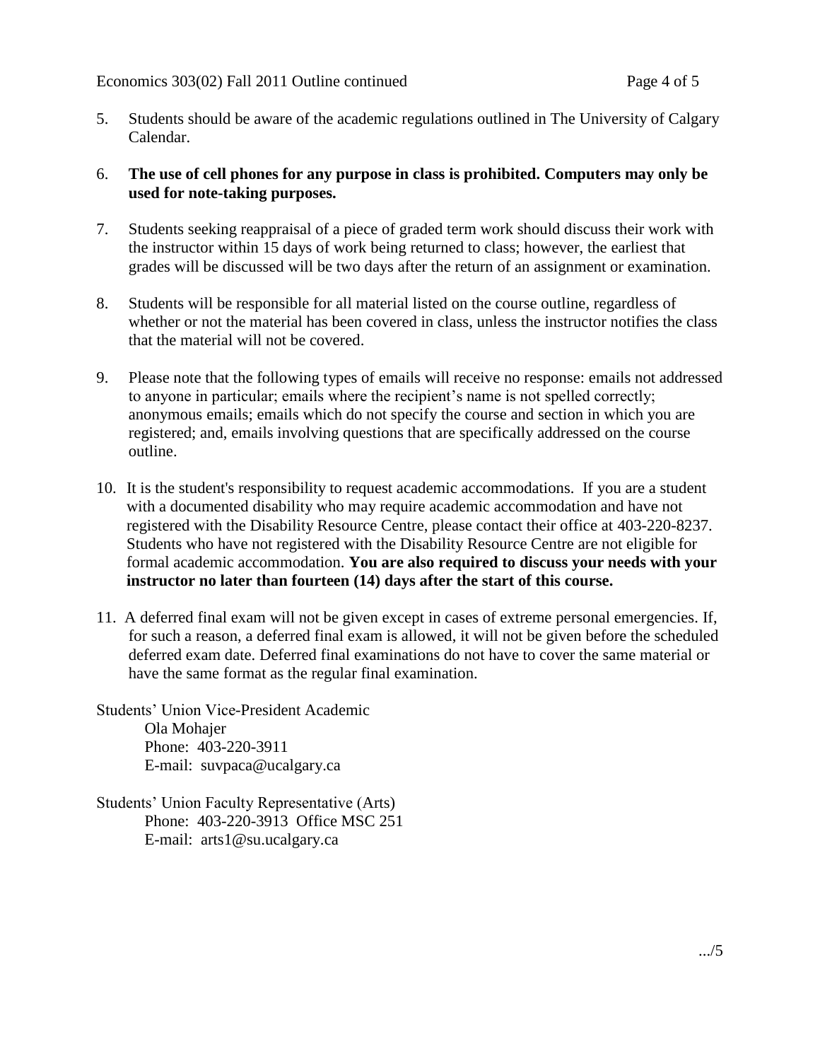5. Students should be aware of the academic regulations outlined in The University of Calgary Calendar.

6. **The use of cell phones for any purpose in class is prohibited. Computers may only be used for note-taking purposes.**

7. Students seeking reappraisal of a piece of graded term work should discuss their work with the instructor within 15 days of work being returned to class; however, the earliest that grades will be discussed will be two days after the return of an assignment or examination.

8. Students will be responsible for all material listed on the course outline, regardless of whether or not the material has been covered in class, unless the instructor notifies the class that the material will not be covered.

9. Please note that the following types of emails will receive no response: emails not addressed to anyone in particular; emails where the recipient's name is not spelled correctly; anonymous emails; emails which do not specify the course and section in which you are registered; and, emails involving questions that are specifically addressed on the course outline.

10. It is the student's responsibility to request academic accommodations. If you are a student with a documented disability who may require academic accommodation and have not registered with the Disability Resource Centre, please contact their office at 403-220-8237. Students who have not registered with the Disability Resource Centre are not eligible for formal academic accommodation. **You are also required to discuss your needs with your instructor no later than fourteen (14) days after the start of this course.**

11. A deferred final exam will not be given except in cases of extreme personal emergencies. If, for such a reason, a deferred final exam is allowed, it will not be given before the scheduled deferred exam date. Deferred final examinations do not have to cover the same material or have the same format as the regular final examination.

Students' Union Vice-President Academic
Ola Mohajer
Phone: 403-220-3911
E-mail: suvpaca@ucalgary.ca

Students' Union Faculty Representative (Arts)
Phone: 403-220-3913 Office MSC 251
E-mail: arts1@su.ucalgary.ca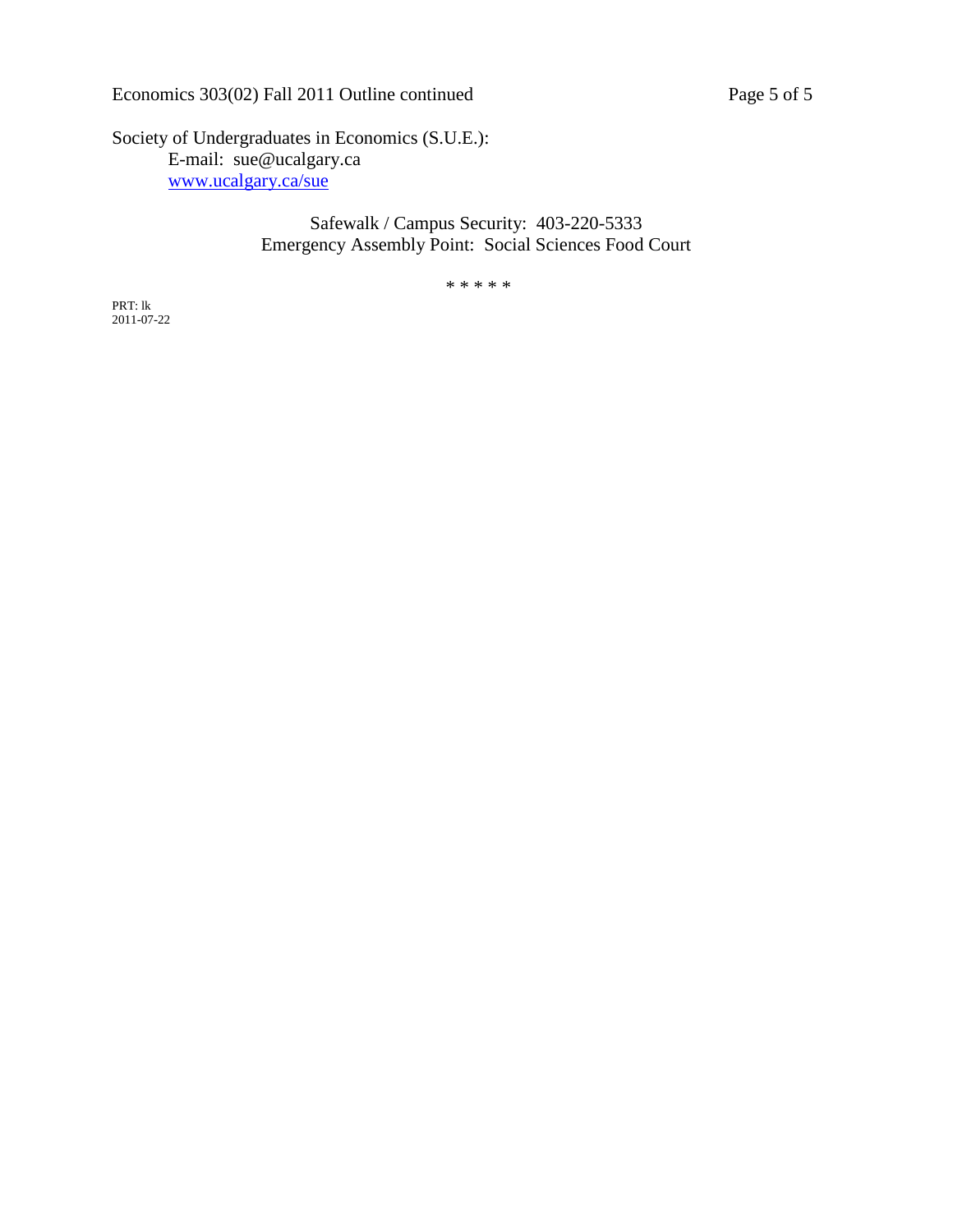Society of Undergraduates in Economics (S.U.E.):
E-mail: sue@ucalgary.ca
www.ucalgary.ca/sue

Safewalk / Campus Security: 403-220-5333
Emergency Assembly Point: Social Sciences Food Court

* * * * *

PRT: lk
2011-07-22